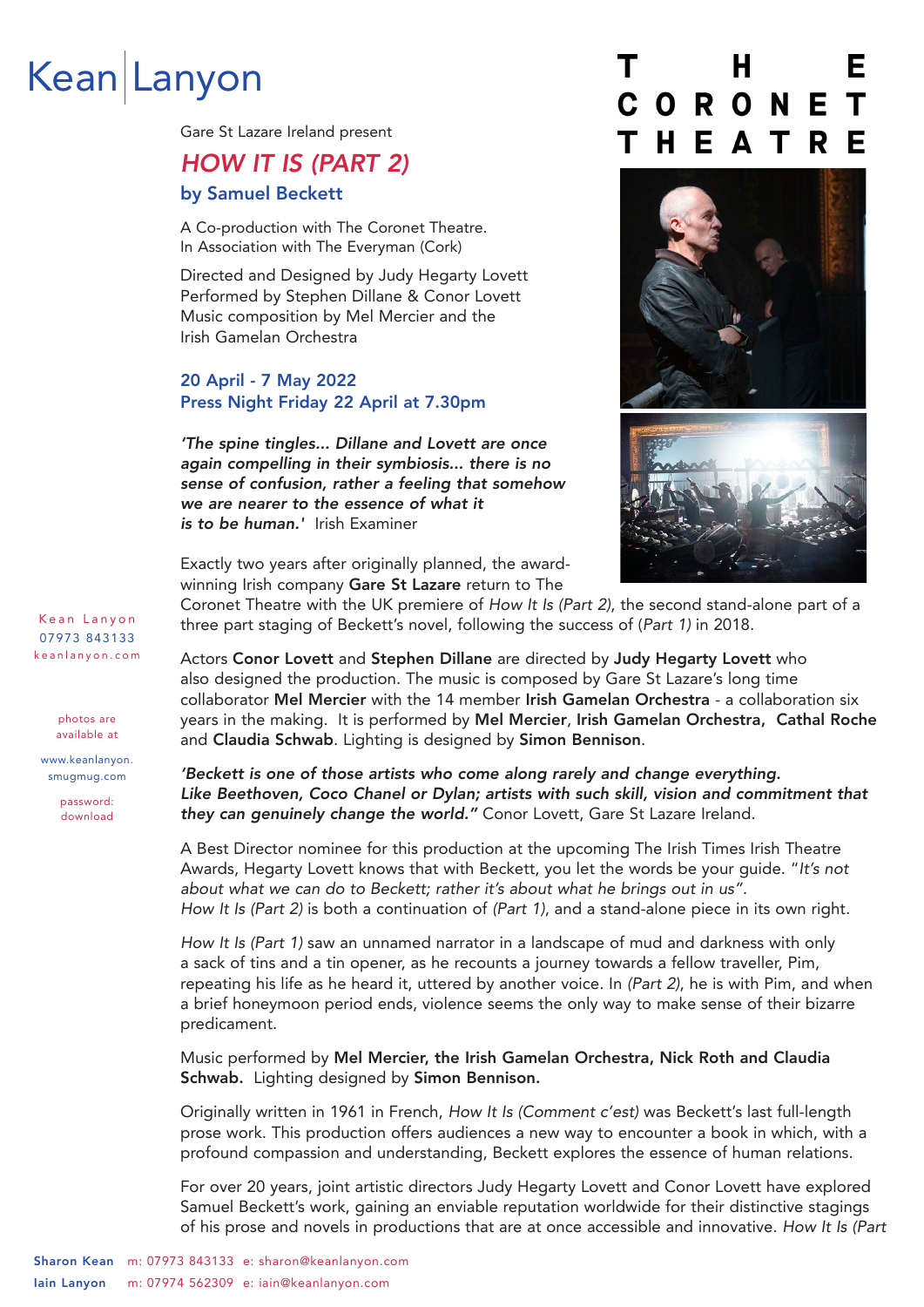Kean | Lanyon

THE CORONET THEATRE

Gare St Lazare Ireland present

# *HOW IT IS (PART 2)*

## by Samuel Beckett

A Co-production with The Coronet Theatre.
In Association with The Everyman (Cork)

Directed and Designed by Judy Hegarty Lovett
Performed by Stephen Dillane & Conor Lovett
Music composition by Mel Mercier and the
Irish Gamelan Orchestra

**20 April - 7 May 2022**
**Press Night Friday 22 April at 7.30pm**

***'The spine tingles... Dillane and Lovett are once again compelling in their symbiosis... there is no sense of confusion, rather a feeling that somehow we are nearer to the essence of what it is to be human.'*** Irish Examiner

Exactly two years after originally planned, the award-winning Irish company **Gare St Lazare** return to The Coronet Theatre with the UK premiere of *How It Is (Part 2)*, the second stand-alone part of a three part staging of Beckett's novel, following the success of (*Part 1)* in 2018.

Actors **Conor Lovett** and **Stephen Dillane** are directed by **Judy Hegarty Lovett** who also designed the production. The music is composed by Gare St Lazare's long time collaborator **Mel Mercier** with the 14 member **Irish Gamelan Orchestra** - a collaboration six years in the making. It is performed by **Mel Mercier**, **Irish Gamelan Orchestra, Cathal Roche** and **Claudia Schwab**. Lighting is designed by **Simon Bennison**.

***'Beckett is one of those artists who come along rarely and change everything. Like Beethoven, Coco Chanel or Dylan; artists with such skill, vision and commitment that they can genuinely change the world."*** Conor Lovett, Gare St Lazare Ireland.

A Best Director nominee for this production at the upcoming The Irish Times Irish Theatre Awards, Hegarty Lovett knows that with Beckett, you let the words be your guide. "*It's not about what we can do to Beckett; rather it's about what he brings out in us".*
*How It Is (Part 2)* is both a continuation of *(Part 1)*, and a stand-alone piece in its own right.

*How It Is (Part 1)* saw an unnamed narrator in a landscape of mud and darkness with only a sack of tins and a tin opener, as he recounts a journey towards a fellow traveller, Pim, repeating his life as he heard it, uttered by another voice. In *(Part 2)*, he is with Pim, and when a brief honeymoon period ends, violence seems the only way to make sense of their bizarre predicament.

Music performed by **Mel Mercier, the Irish Gamelan Orchestra, Nick Roth and Claudia Schwab.** Lighting designed by **Simon Bennison.**

Originally written in 1961 in French, *How It Is (Comment c'est)* was Beckett's last full-length prose work. This production offers audiences a new way to encounter a book in which, with a profound compassion and understanding, Beckett explores the essence of human relations.

For over 20 years, joint artistic directors Judy Hegarty Lovett and Conor Lovett have explored Samuel Beckett's work, gaining an enviable reputation worldwide for their distinctive stagings of his prose and novels in productions that are at once accessible and innovative. *How It Is (Part*

Kean Lanyon
07973 843133
keanlanyon.com

photos are available at
www.keanlanyon.smugmug.com
password: download

**Sharon Kean** m: 07973 843133 e: sharon@keanlanyon.com
**Iain Lanyon** m: 07974 562309 e: iain@keanlanyon.com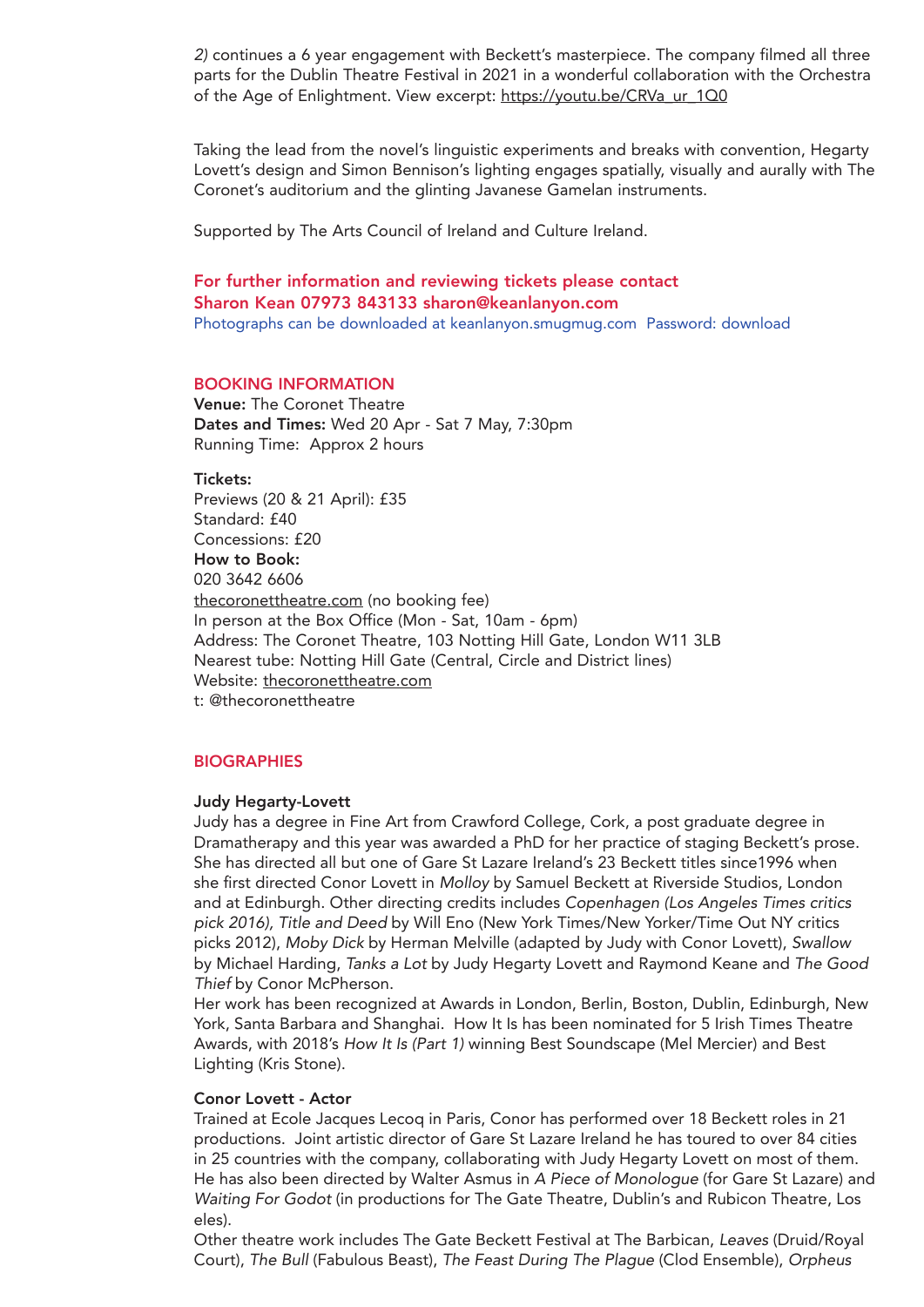*2)* continues a 6 year engagement with Beckett's masterpiece. The company filmed all three parts for the Dublin Theatre Festival in 2021 in a wonderful collaboration with the Orchestra of the Age of Enlightment. View excerpt: https://youtu.be/CRVa_ur_1Q0

Taking the lead from the novel's linguistic experiments and breaks with convention, Hegarty Lovett's design and Simon Bennison's lighting engages spatially, visually and aurally with The Coronet's auditorium and the glinting Javanese Gamelan instruments.

Supported by The Arts Council of Ireland and Culture Ireland.

**For further information and reviewing tickets please contact**
**Sharon Kean 07973 843133 sharon@keanlanyon.com**
Photographs can be downloaded at keanlanyon.smugmug.com  Password: download

## BOOKING INFORMATION

**Venue:** The Coronet Theatre
**Dates and Times:** Wed 20 Apr - Sat 7 May, 7:30pm
Running Time:  Approx 2 hours

**Tickets:**
Previews (20 & 21 April): £35
Standard: £40
Concessions: £20
**How to Book:**
020 3642 6606
thecoronettheatre.com (no booking fee)
In person at the Box Office (Mon - Sat, 10am - 6pm)
Address: The Coronet Theatre, 103 Notting Hill Gate, London W11 3LB
Nearest tube: Notting Hill Gate (Central, Circle and District lines)
Website: thecoronettheatre.com
t: @thecoronettheatre

## BIOGRAPHIES

**Judy Hegarty-Lovett**
Judy has a degree in Fine Art from Crawford College, Cork, a post graduate degree in Dramatherapy and this year was awarded a PhD for her practice of staging Beckett's prose. She has directed all but one of Gare St Lazare Ireland's 23 Beckett titles since1996 when she first directed Conor Lovett in *Molloy* by Samuel Beckett at Riverside Studios, London and at Edinburgh. Other directing credits includes *Copenhagen (Los Angeles Times critics pick 2016), Title and Deed* by Will Eno (New York Times/New Yorker/Time Out NY critics picks 2012), *Moby Dick* by Herman Melville (adapted by Judy with Conor Lovett), *Swallow* by Michael Harding, *Tanks a Lot* by Judy Hegarty Lovett and Raymond Keane and *The Good Thief* by Conor McPherson.
Her work has been recognized at Awards in London, Berlin, Boston, Dublin, Edinburgh, New York, Santa Barbara and Shanghai.  How It Is has been nominated for 5 Irish Times Theatre Awards, with 2018's *How It Is (Part 1)* winning Best Soundscape (Mel Mercier) and Best Lighting (Kris Stone).

**Conor Lovett - Actor**
Trained at Ecole Jacques Lecoq in Paris, Conor has performed over 18 Beckett roles in 21 productions.  Joint artistic director of Gare St Lazare Ireland he has toured to over 84 cities in 25 countries with the company, collaborating with Judy Hegarty Lovett on most of them. He has also been directed by Walter Asmus in *A Piece of Monologue* (for Gare St Lazare) and *Waiting For Godot* (in productions for The Gate Theatre, Dublin's and Rubicon Theatre, Los eles).
Other theatre work includes The Gate Beckett Festival at The Barbican, *Leaves* (Druid/Royal Court), *The Bull* (Fabulous Beast), *The Feast During The Plague* (Clod Ensemble), *Orpheus*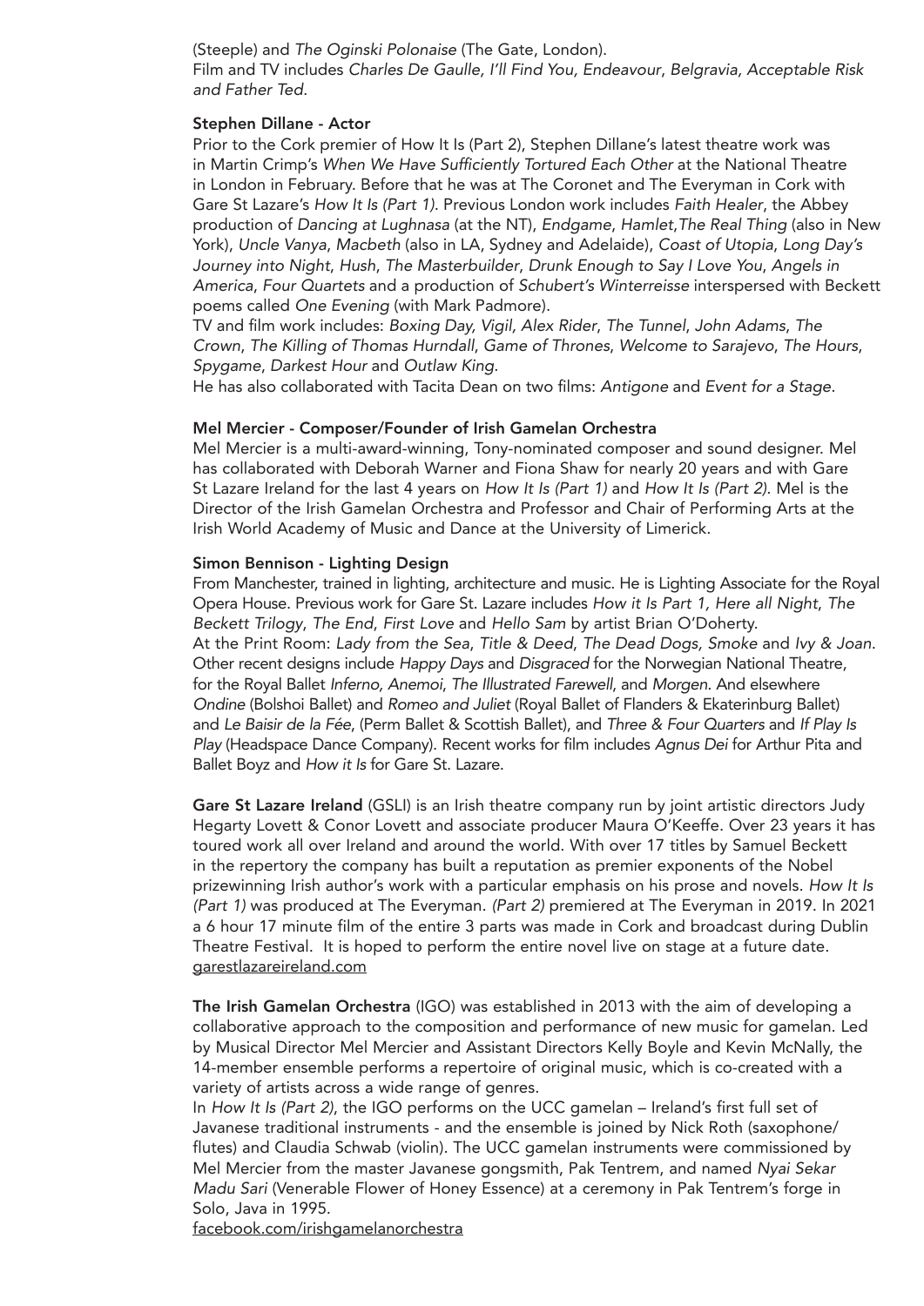(Steeple) and *The Oginski Polonaise* (The Gate, London).
Film and TV includes *Charles De Gaulle, I'll Find You, Endeavour, Belgravia, Acceptable Risk and Father Ted.*

**Stephen Dillane - Actor**

Prior to the Cork premier of How It Is (Part 2), Stephen Dillane's latest theatre work was in Martin Crimp's *When We Have Sufficiently Tortured Each Other* at the National Theatre in London in February. Before that he was at The Coronet and The Everyman in Cork with Gare St Lazare's *How It Is (Part 1)*. Previous London work includes *Faith Healer*, the Abbey production of *Dancing at Lughnasa* (at the NT), *Endgame*, *Hamlet*,*The Real Thing* (also in New York), *Uncle Vanya*, *Macbeth* (also in LA, Sydney and Adelaide), *Coast of Utopia*, *Long Day's Journey into Night*, *Hush*, *The Masterbuilder*, *Drunk Enough to Say I Love You*, *Angels in America*, *Four Quartets* and a production of *Schubert's Winterreisse* interspersed with Beckett poems called *One Evening* (with Mark Padmore).
TV and film work includes: *Boxing Day, Vigil, Alex Rider*, *The Tunnel*, *John Adams*, *The Crown*, *The Killing of Thomas Hurndall*, *Game of Thrones*, *Welcome to Sarajevo*, *The Hours*, *Spygame*, *Darkest Hour* and *Outlaw King*.
He has also collaborated with Tacita Dean on two films: *Antigone* and *Event for a Stage.*

**Mel Mercier - Composer/Founder of Irish Gamelan Orchestra**

Mel Mercier is a multi-award-winning, Tony-nominated composer and sound designer. Mel has collaborated with Deborah Warner and Fiona Shaw for nearly 20 years and with Gare St Lazare Ireland for the last 4 years on *How It Is (Part 1)* and *How It Is (Part 2)*. Mel is the Director of the Irish Gamelan Orchestra and Professor and Chair of Performing Arts at the Irish World Academy of Music and Dance at the University of Limerick.

**Simon Bennison - Lighting Design**

From Manchester, trained in lighting, architecture and music. He is Lighting Associate for the Royal Opera House. Previous work for Gare St. Lazare includes *How it Is Part 1, Here all Night*, *The Beckett Trilogy*, *The End*, *First Love* and *Hello Sam* by artist Brian O'Doherty.
At the Print Room: *Lady from the Sea*, *Title & Deed*, *The Dead Dogs, Smoke* and *Ivy & Joan*. Other recent designs include *Happy Days* and *Disgraced* for the Norwegian National Theatre, for the Royal Ballet *Inferno, Anemoi*, *The Illustrated Farewell*, and *Morgen*. And elsewhere *Ondine* (Bolshoi Ballet) and *Romeo and Juliet* (Royal Ballet of Flanders & Ekaterinburg Ballet) and *Le Baisir de la Fée*, (Perm Ballet & Scottish Ballet), and *Three & Four Quarters* and *If Play Is Play* (Headspace Dance Company). Recent works for film includes *Agnus Dei* for Arthur Pita and Ballet Boyz and *How it Is* for Gare St. Lazare.

**Gare St Lazare Ireland** (GSLI) is an Irish theatre company run by joint artistic directors Judy Hegarty Lovett & Conor Lovett and associate producer Maura O'Keeffe. Over 23 years it has toured work all over Ireland and around the world. With over 17 titles by Samuel Beckett in the repertory the company has built a reputation as premier exponents of the Nobel prizewinning Irish author's work with a particular emphasis on his prose and novels. *How It Is (Part 1)* was produced at The Everyman. *(Part 2)* premiered at The Everyman in 2019. In 2021 a 6 hour 17 minute film of the entire 3 parts was made in Cork and broadcast during Dublin Theatre Festival. It is hoped to perform the entire novel live on stage at a future date.
garestlazareireland.com

**The Irish Gamelan Orchestra** (IGO) was established in 2013 with the aim of developing a collaborative approach to the composition and performance of new music for gamelan. Led by Musical Director Mel Mercier and Assistant Directors Kelly Boyle and Kevin McNally, the 14-member ensemble performs a repertoire of original music, which is co-created with a variety of artists across a wide range of genres.
In *How It Is (Part 2)*, the IGO performs on the UCC gamelan – Ireland's first full set of Javanese traditional instruments - and the ensemble is joined by Nick Roth (saxophone/flutes) and Claudia Schwab (violin). The UCC gamelan instruments were commissioned by Mel Mercier from the master Javanese gongsmith, Pak Tentrem, and named *Nyai Sekar Madu Sari* (Venerable Flower of Honey Essence) at a ceremony in Pak Tentrem's forge in Solo, Java in 1995.
facebook.com/irishgamelanorchestra